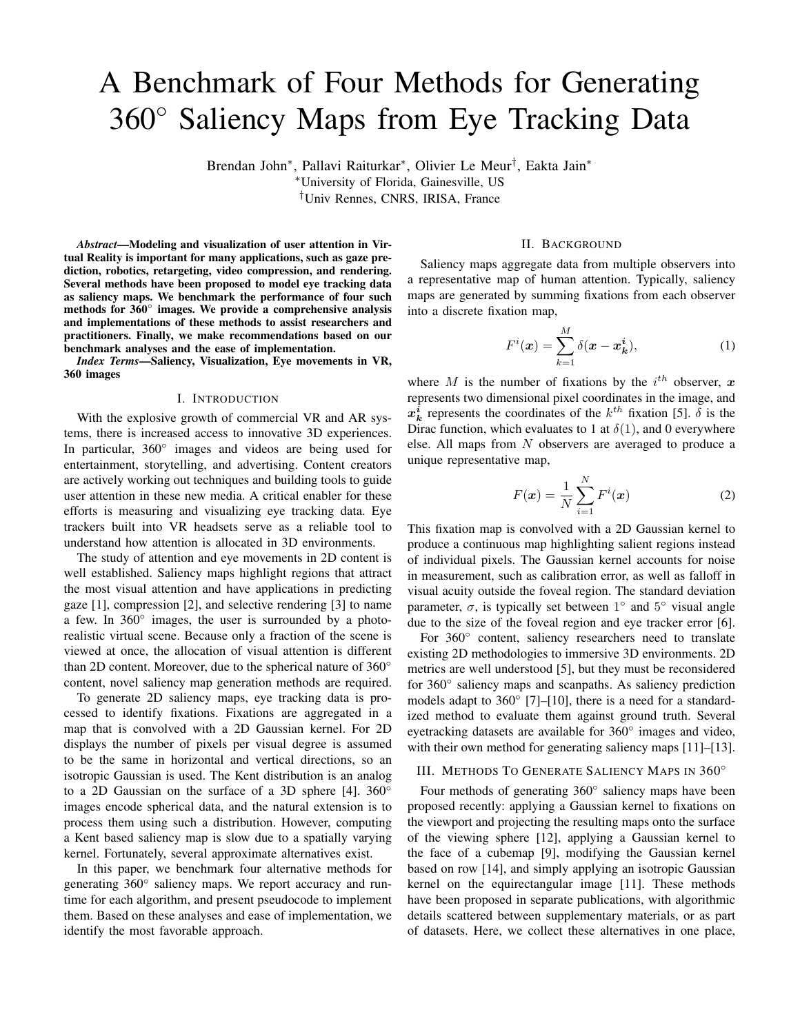# A Benchmark of Four Methods for Generating 360° Saliency Maps from Eye Tracking Data

Brendan John*, Pallavi Raiturkar*, Olivier Le Meur†, Eakta Jain*

*University of Florida, Gainesville, US

†Univ Rennes, CNRS, IRISA, France

***Abstract*—Modeling and visualization of user attention in Virtual Reality is important for many applications, such as gaze prediction, robotics, retargeting, video compression, and rendering. Several methods have been proposed to model eye tracking data as saliency maps. We benchmark the performance of four such methods for 360° images. We provide a comprehensive analysis and implementations of these methods to assist researchers and practitioners. Finally, we make recommendations based on our benchmark analyses and the ease of implementation.**

***Index Terms*—Saliency, Visualization, Eye movements in VR, 360 images**

## I. Introduction

With the explosive growth of commercial VR and AR systems, there is increased access to innovative 3D experiences. In particular, 360° images and videos are being used for entertainment, storytelling, and advertising. Content creators are actively working out techniques and building tools to guide user attention in these new media. A critical enabler for these efforts is measuring and visualizing eye tracking data. Eye trackers built into VR headsets serve as a reliable tool to understand how attention is allocated in 3D environments.

The study of attention and eye movements in 2D content is well established. Saliency maps highlight regions that attract the most visual attention and have applications in predicting gaze [1], compression [2], and selective rendering [3] to name a few. In 360° images, the user is surrounded by a photo-realistic virtual scene. Because only a fraction of the scene is viewed at once, the allocation of visual attention is different than 2D content. Moreover, due to the spherical nature of 360° content, novel saliency map generation methods are required.

To generate 2D saliency maps, eye tracking data is processed to identify fixations. Fixations are aggregated in a map that is convolved with a 2D Gaussian kernel. For 2D displays the number of pixels per visual degree is assumed to be the same in horizontal and vertical directions, so an isotropic Gaussian is used. The Kent distribution is an analog to a 2D Gaussian on the surface of a 3D sphere [4]. 360° images encode spherical data, and the natural extension is to process them using such a distribution. However, computing a Kent based saliency map is slow due to a spatially varying kernel. Fortunately, several approximate alternatives exist.

In this paper, we benchmark four alternative methods for generating 360° saliency maps. We report accuracy and runtime for each algorithm, and present pseudocode to implement them. Based on these analyses and ease of implementation, we identify the most favorable approach.

## II. Background

Saliency maps aggregate data from multiple observers into a representative map of human attention. Typically, saliency maps are generated by summing fixations from each observer into a discrete fixation map,

$$F^i(\boldsymbol{x}) = \sum_{k=1}^{M} \delta(\boldsymbol{x} - \boldsymbol{x_k^i}), \tag{1}$$

where $M$ is the number of fixations by the $i^{th}$ observer, $\boldsymbol{x}$ represents two dimensional pixel coordinates in the image, and $\boldsymbol{x_k^i}$ represents the coordinates of the $k^{th}$ fixation [5]. $\delta$ is the Dirac function, which evaluates to 1 at $\delta(1)$, and 0 everywhere else. All maps from $N$ observers are averaged to produce a unique representative map,

$$F(\boldsymbol{x}) = \frac{1}{N} \sum_{i=1}^{N} F^i(\boldsymbol{x}) \tag{2}$$

This fixation map is convolved with a 2D Gaussian kernel to produce a continuous map highlighting salient regions instead of individual pixels. The Gaussian kernel accounts for noise in measurement, such as calibration error, as well as falloff in visual acuity outside the foveal region. The standard deviation parameter, $\sigma$, is typically set between 1° and 5° visual angle due to the size of the foveal region and eye tracker error [6].

For 360° content, saliency researchers need to translate existing 2D methodologies to immersive 3D environments. 2D metrics are well understood [5], but they must be reconsidered for 360° saliency maps and scanpaths. As saliency prediction models adapt to 360° [7]–[10], there is a need for a standardized method to evaluate them against ground truth. Several eyetracking datasets are available for 360° images and video, with their own method for generating saliency maps [11]–[13].

## III. Methods To Generate Saliency Maps in 360°

Four methods of generating 360° saliency maps have been proposed recently: applying a Gaussian kernel to fixations on the viewport and projecting the resulting maps onto the surface of the viewing sphere [12], applying a Gaussian kernel to the face of a cubemap [9], modifying the Gaussian kernel based on row [14], and simply applying an isotropic Gaussian kernel on the equirectangular image [11]. These methods have been proposed in separate publications, with algorithmic details scattered between supplementary materials, or as part of datasets. Here, we collect these alternatives in one place,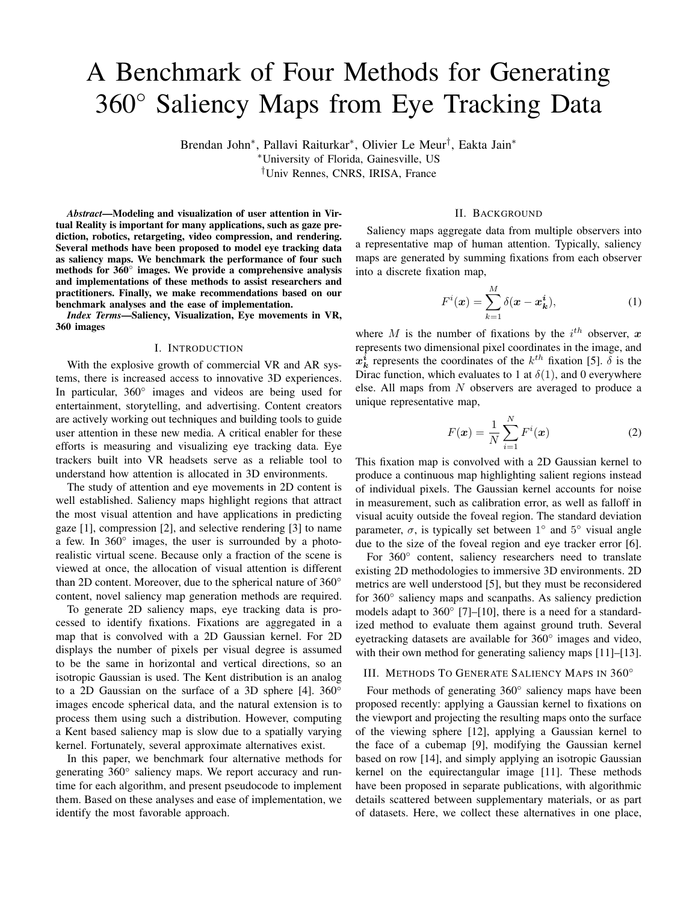# A Benchmark of Four Methods for Generating 360° Saliency Maps from Eye Tracking Data

Brendan John*, Pallavi Raiturkar*, Olivier Le Meur†, Eakta Jain*

*University of Florida, Gainesville, US

†Univ Rennes, CNRS, IRISA, France

***Abstract*—Modeling and visualization of user attention in Virtual Reality is important for many applications, such as gaze prediction, robotics, retargeting, video compression, and rendering. Several methods have been proposed to model eye tracking data as saliency maps. We benchmark the performance of four such methods for 360° images. We provide a comprehensive analysis and implementations of these methods to assist researchers and practitioners. Finally, we make recommendations based on our benchmark analyses and the ease of implementation.**

***Index Terms*—Saliency, Visualization, Eye movements in VR, 360 images**

## I. Introduction

With the explosive growth of commercial VR and AR systems, there is increased access to innovative 3D experiences. In particular, 360° images and videos are being used for entertainment, storytelling, and advertising. Content creators are actively working out techniques and building tools to guide user attention in these new media. A critical enabler for these efforts is measuring and visualizing eye tracking data. Eye trackers built into VR headsets serve as a reliable tool to understand how attention is allocated in 3D environments.

The study of attention and eye movements in 2D content is well established. Saliency maps highlight regions that attract the most visual attention and have applications in predicting gaze [1], compression [2], and selective rendering [3] to name a few. In 360° images, the user is surrounded by a photo-realistic virtual scene. Because only a fraction of the scene is viewed at once, the allocation of visual attention is different than 2D content. Moreover, due to the spherical nature of 360° content, novel saliency map generation methods are required.

To generate 2D saliency maps, eye tracking data is processed to identify fixations. Fixations are aggregated in a map that is convolved with a 2D Gaussian kernel. For 2D displays the number of pixels per visual degree is assumed to be the same in horizontal and vertical directions, so an isotropic Gaussian is used. The Kent distribution is an analog to a 2D Gaussian on the surface of a 3D sphere [4]. 360° images encode spherical data, and the natural extension is to process them using such a distribution. However, computing a Kent based saliency map is slow due to a spatially varying kernel. Fortunately, several approximate alternatives exist.

In this paper, we benchmark four alternative methods for generating 360° saliency maps. We report accuracy and runtime for each algorithm, and present pseudocode to implement them. Based on these analyses and ease of implementation, we identify the most favorable approach.

## II. Background

Saliency maps aggregate data from multiple observers into a representative map of human attention. Typically, saliency maps are generated by summing fixations from each observer into a discrete fixation map,

$$F^i(\boldsymbol{x}) = \sum_{k=1}^{M} \delta(\boldsymbol{x} - \boldsymbol{x_k^i}), \tag{1}$$

where $M$ is the number of fixations by the $i^{th}$ observer, $\boldsymbol{x}$ represents two dimensional pixel coordinates in the image, and $\boldsymbol{x_k^i}$ represents the coordinates of the $k^{th}$ fixation [5]. $\delta$ is the Dirac function, which evaluates to 1 at $\delta(1)$, and 0 everywhere else. All maps from $N$ observers are averaged to produce a unique representative map,

$$F(\boldsymbol{x}) = \frac{1}{N} \sum_{i=1}^{N} F^i(\boldsymbol{x}) \tag{2}$$

This fixation map is convolved with a 2D Gaussian kernel to produce a continuous map highlighting salient regions instead of individual pixels. The Gaussian kernel accounts for noise in measurement, such as calibration error, as well as falloff in visual acuity outside the foveal region. The standard deviation parameter, $\sigma$, is typically set between 1° and 5° visual angle due to the size of the foveal region and eye tracker error [6].

For 360° content, saliency researchers need to translate existing 2D methodologies to immersive 3D environments. 2D metrics are well understood [5], but they must be reconsidered for 360° saliency maps and scanpaths. As saliency prediction models adapt to 360° [7]–[10], there is a need for a standardized method to evaluate them against ground truth. Several eyetracking datasets are available for 360° images and video, with their own method for generating saliency maps [11]–[13].

## III. Methods To Generate Saliency Maps in 360°

Four methods of generating 360° saliency maps have been proposed recently: applying a Gaussian kernel to fixations on the viewport and projecting the resulting maps onto the surface of the viewing sphere [12], applying a Gaussian kernel to the face of a cubemap [9], modifying the Gaussian kernel based on row [14], and simply applying an isotropic Gaussian kernel on the equirectangular image [11]. These methods have been proposed in separate publications, with algorithmic details scattered between supplementary materials, or as part of datasets. Here, we collect these alternatives in one place,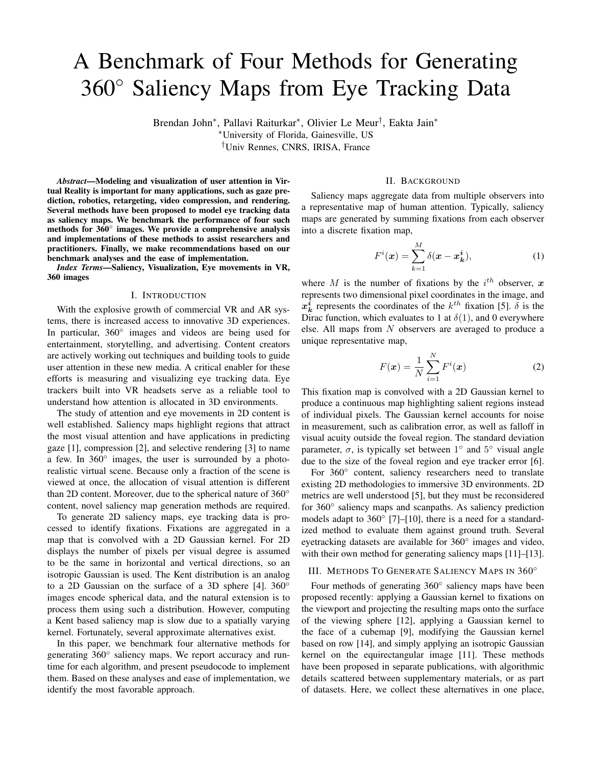# A Benchmark of Four Methods for Generating 360° Saliency Maps from Eye Tracking Data

Brendan John*, Pallavi Raiturkar*, Olivier Le Meur†, Eakta Jain*

*University of Florida, Gainesville, US

†Univ Rennes, CNRS, IRISA, France

***Abstract*—Modeling and visualization of user attention in Virtual Reality is important for many applications, such as gaze prediction, robotics, retargeting, video compression, and rendering. Several methods have been proposed to model eye tracking data as saliency maps. We benchmark the performance of four such methods for 360° images. We provide a comprehensive analysis and implementations of these methods to assist researchers and practitioners. Finally, we make recommendations based on our benchmark analyses and the ease of implementation.**

***Index Terms*—Saliency, Visualization, Eye movements in VR, 360 images**

## I. Introduction

With the explosive growth of commercial VR and AR systems, there is increased access to innovative 3D experiences. In particular, 360° images and videos are being used for entertainment, storytelling, and advertising. Content creators are actively working out techniques and building tools to guide user attention in these new media. A critical enabler for these efforts is measuring and visualizing eye tracking data. Eye trackers built into VR headsets serve as a reliable tool to understand how attention is allocated in 3D environments.

The study of attention and eye movements in 2D content is well established. Saliency maps highlight regions that attract the most visual attention and have applications in predicting gaze [1], compression [2], and selective rendering [3] to name a few. In 360° images, the user is surrounded by a photo-realistic virtual scene. Because only a fraction of the scene is viewed at once, the allocation of visual attention is different than 2D content. Moreover, due to the spherical nature of 360° content, novel saliency map generation methods are required.

To generate 2D saliency maps, eye tracking data is processed to identify fixations. Fixations are aggregated in a map that is convolved with a 2D Gaussian kernel. For 2D displays the number of pixels per visual degree is assumed to be the same in horizontal and vertical directions, so an isotropic Gaussian is used. The Kent distribution is an analog to a 2D Gaussian on the surface of a 3D sphere [4]. 360° images encode spherical data, and the natural extension is to process them using such a distribution. However, computing a Kent based saliency map is slow due to a spatially varying kernel. Fortunately, several approximate alternatives exist.

In this paper, we benchmark four alternative methods for generating 360° saliency maps. We report accuracy and runtime for each algorithm, and present pseudocode to implement them. Based on these analyses and ease of implementation, we identify the most favorable approach.

## II. Background

Saliency maps aggregate data from multiple observers into a representative map of human attention. Typically, saliency maps are generated by summing fixations from each observer into a discrete fixation map,

$$F^i(\boldsymbol{x}) = \sum_{k=1}^{M} \delta(\boldsymbol{x} - \boldsymbol{x_k^i}), \tag{1}$$

where $M$ is the number of fixations by the $i^{th}$ observer, $\boldsymbol{x}$ represents two dimensional pixel coordinates in the image, and $\boldsymbol{x_k^i}$ represents the coordinates of the $k^{th}$ fixation [5]. $\delta$ is the Dirac function, which evaluates to 1 at $\delta(1)$, and 0 everywhere else. All maps from $N$ observers are averaged to produce a unique representative map,

$$F(\boldsymbol{x}) = \frac{1}{N} \sum_{i=1}^{N} F^i(\boldsymbol{x}) \tag{2}$$

This fixation map is convolved with a 2D Gaussian kernel to produce a continuous map highlighting salient regions instead of individual pixels. The Gaussian kernel accounts for noise in measurement, such as calibration error, as well as falloff in visual acuity outside the foveal region. The standard deviation parameter, $\sigma$, is typically set between 1° and 5° visual angle due to the size of the foveal region and eye tracker error [6].

For 360° content, saliency researchers need to translate existing 2D methodologies to immersive 3D environments. 2D metrics are well understood [5], but they must be reconsidered for 360° saliency maps and scanpaths. As saliency prediction models adapt to 360° [7]–[10], there is a need for a standardized method to evaluate them against ground truth. Several eyetracking datasets are available for 360° images and video, with their own method for generating saliency maps [11]–[13].

## III. Methods To Generate Saliency Maps in 360°

Four methods of generating 360° saliency maps have been proposed recently: applying a Gaussian kernel to fixations on the viewport and projecting the resulting maps onto the surface of the viewing sphere [12], applying a Gaussian kernel to the face of a cubemap [9], modifying the Gaussian kernel based on row [14], and simply applying an isotropic Gaussian kernel on the equirectangular image [11]. These methods have been proposed in separate publications, with algorithmic details scattered between supplementary materials, or as part of datasets. Here, we collect these alternatives in one place,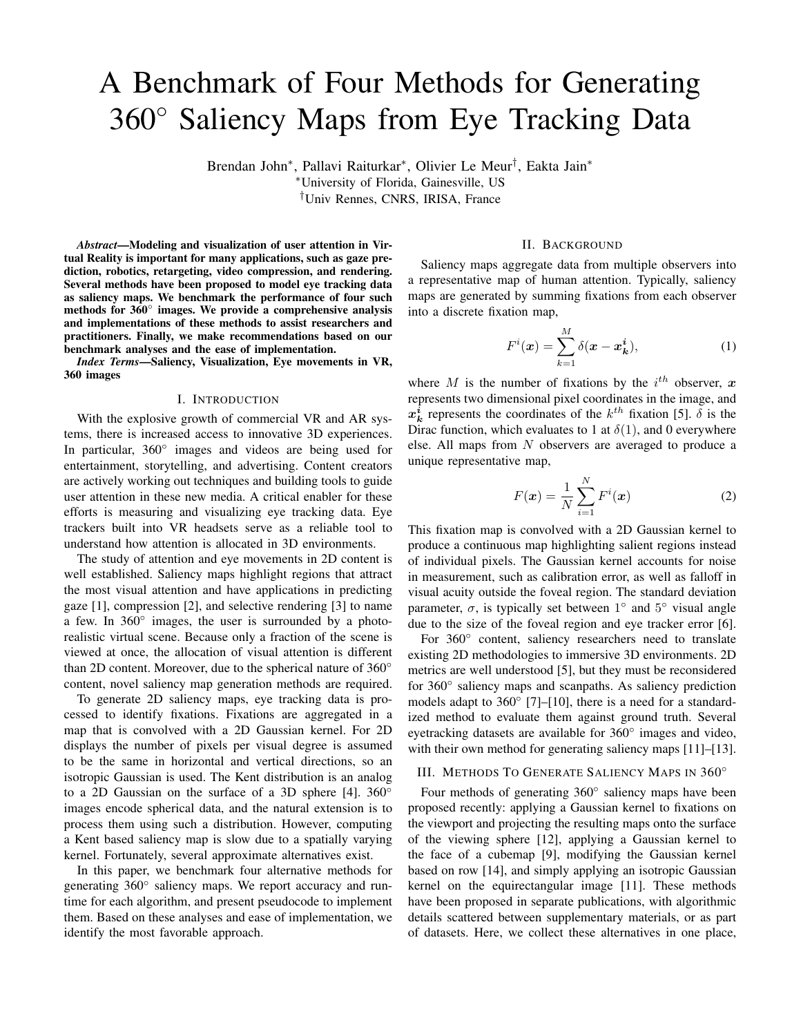# A Benchmark of Four Methods for Generating 360° Saliency Maps from Eye Tracking Data

Brendan John*, Pallavi Raiturkar*, Olivier Le Meur[†], Eakta Jain*

*University of Florida, Gainesville, US

[†]Univ Rennes, CNRS, IRISA, France

***Abstract*—Modeling and visualization of user attention in Virtual Reality is important for many applications, such as gaze prediction, robotics, retargeting, video compression, and rendering. Several methods have been proposed to model eye tracking data as saliency maps. We benchmark the performance of four such methods for 360° images. We provide a comprehensive analysis and implementations of these methods to assist researchers and practitioners. Finally, we make recommendations based on our benchmark analyses and the ease of implementation.**

***Index Terms*—Saliency, Visualization, Eye movements in VR, 360 images**

## I. Introduction

With the explosive growth of commercial VR and AR systems, there is increased access to innovative 3D experiences. In particular, 360° images and videos are being used for entertainment, storytelling, and advertising. Content creators are actively working out techniques and building tools to guide user attention in these new media. A critical enabler for these efforts is measuring and visualizing eye tracking data. Eye trackers built into VR headsets serve as a reliable tool to understand how attention is allocated in 3D environments.

The study of attention and eye movements in 2D content is well established. Saliency maps highlight regions that attract the most visual attention and have applications in predicting gaze [1], compression [2], and selective rendering [3] to name a few. In 360° images, the user is surrounded by a photo-realistic virtual scene. Because only a fraction of the scene is viewed at once, the allocation of visual attention is different than 2D content. Moreover, due to the spherical nature of 360° content, novel saliency map generation methods are required.

To generate 2D saliency maps, eye tracking data is processed to identify fixations. Fixations are aggregated in a map that is convolved with a 2D Gaussian kernel. For 2D displays the number of pixels per visual degree is assumed to be the same in horizontal and vertical directions, so an isotropic Gaussian is used. The Kent distribution is an analog to a 2D Gaussian on the surface of a 3D sphere [4]. 360° images encode spherical data, and the natural extension is to process them using such a distribution. However, computing a Kent based saliency map is slow due to a spatially varying kernel. Fortunately, several approximate alternatives exist.

In this paper, we benchmark four alternative methods for generating 360° saliency maps. We report accuracy and runtime for each algorithm, and present pseudocode to implement them. Based on these analyses and ease of implementation, we identify the most favorable approach.

## II. Background

Saliency maps aggregate data from multiple observers into a representative map of human attention. Typically, saliency maps are generated by summing fixations from each observer into a discrete fixation map,

$$F^i(\boldsymbol{x}) = \sum_{k=1}^{M} \delta(\boldsymbol{x} - \boldsymbol{x_k^i}), \tag{1}$$

where $M$ is the number of fixations by the $i^{th}$ observer, $\boldsymbol{x}$ represents two dimensional pixel coordinates in the image, and $\boldsymbol{x_k^i}$ represents the coordinates of the $k^{th}$ fixation [5]. $\delta$ is the Dirac function, which evaluates to 1 at $\delta(1)$, and 0 everywhere else. All maps from $N$ observers are averaged to produce a unique representative map,

$$F(\boldsymbol{x}) = \frac{1}{N} \sum_{i=1}^{N} F^i(\boldsymbol{x}) \tag{2}$$

This fixation map is convolved with a 2D Gaussian kernel to produce a continuous map highlighting salient regions instead of individual pixels. The Gaussian kernel accounts for noise in measurement, such as calibration error, as well as falloff in visual acuity outside the foveal region. The standard deviation parameter, $\sigma$, is typically set between 1° and 5° visual angle due to the size of the foveal region and eye tracker error [6].

For 360° content, saliency researchers need to translate existing 2D methodologies to immersive 3D environments. 2D metrics are well understood [5], but they must be reconsidered for 360° saliency maps and scanpaths. As saliency prediction models adapt to 360° [7]–[10], there is a need for a standardized method to evaluate them against ground truth. Several eyetracking datasets are available for 360° images and video, with their own method for generating saliency maps [11]–[13].

## III. Methods To Generate Saliency Maps in 360°

Four methods of generating 360° saliency maps have been proposed recently: applying a Gaussian kernel to fixations on the viewport and projecting the resulting maps onto the surface of the viewing sphere [12], applying a Gaussian kernel to the face of a cubemap [9], modifying the Gaussian kernel based on row [14], and simply applying an isotropic Gaussian kernel on the equirectangular image [11]. These methods have been proposed in separate publications, with algorithmic details scattered between supplementary materials, or as part of datasets. Here, we collect these alternatives in one place,